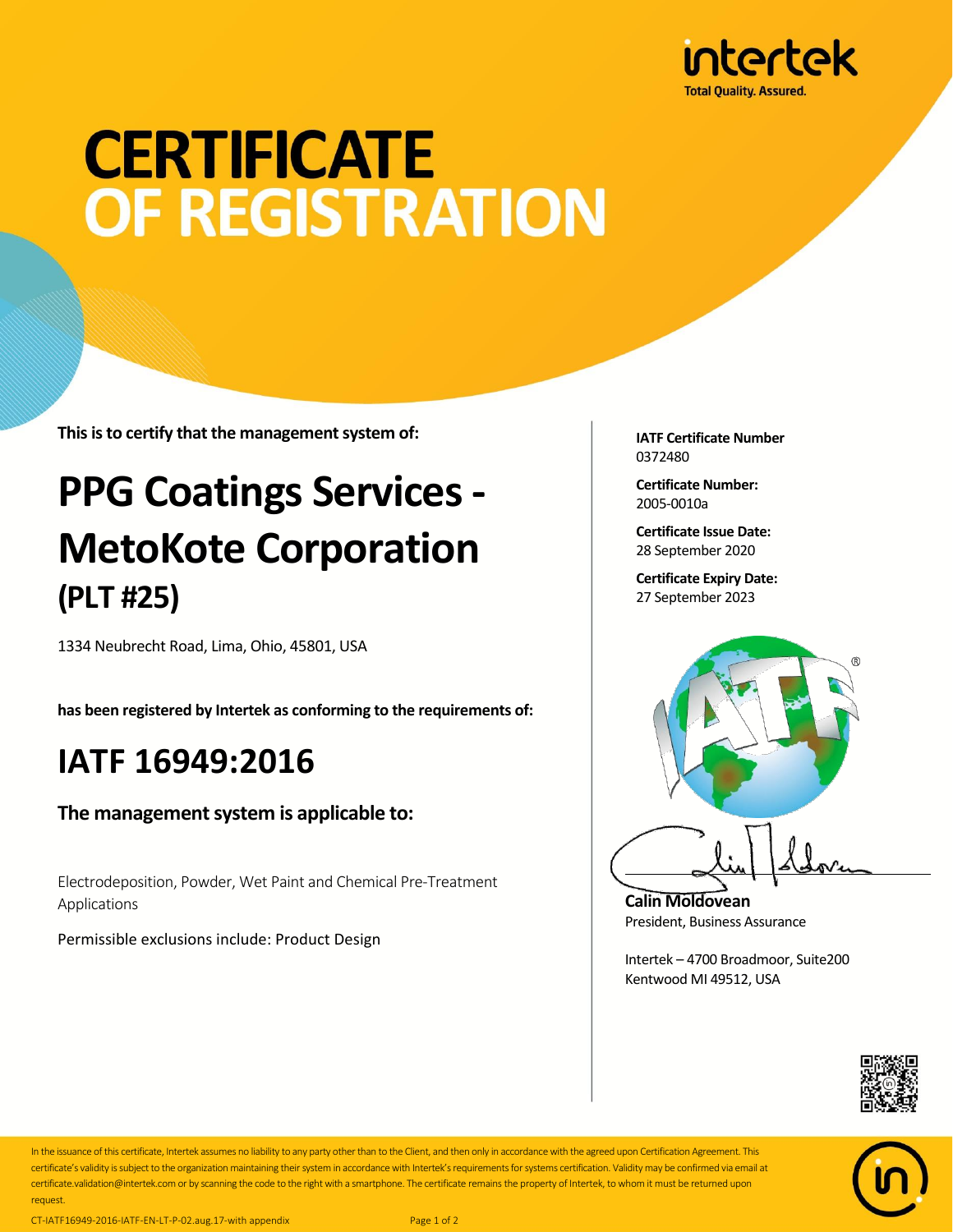intertek
Total Quality. Assured.

# CERTIFICATE OF REGISTRATION

**This is to certify that the management system of:**

## PPG Coatings Services - MetoKote Corporation
### (PLT #25)

1334 Neubrecht Road, Lima, Ohio, 45801, USA

**has been registered by Intertek as conforming to the requirements of:**

## IATF 16949:2016

### The management system is applicable to:

Electrodeposition, Powder, Wet Paint and Chemical Pre-Treatment Applications

Permissible exclusions include: Product Design

**IATF Certificate Number**
0372480

**Certificate Number:**
2005-0010a

**Certificate Issue Date:**
28 September 2020

**Certificate Expiry Date:**
27 September 2023

**Calin Moldovean**
President, Business Assurance

Intertek – 4700 Broadmoor, Suite200
Kentwood MI 49512, USA

In the issuance of this certificate, Intertek assumes no liability to any party other than to the Client, and then only in accordance with the agreed upon Certification Agreement. This certificate's validity is subject to the organization maintaining their system in accordance with Intertek's requirements for systems certification. Validity may be confirmed via email at certificate.validation@intertek.com or by scanning the code to the right with a smartphone. The certificate remains the property of Intertek, to whom it must be returned upon request.

CT-IATF16949-2016-IATF-EN-LT-P-02.aug.17-with appendix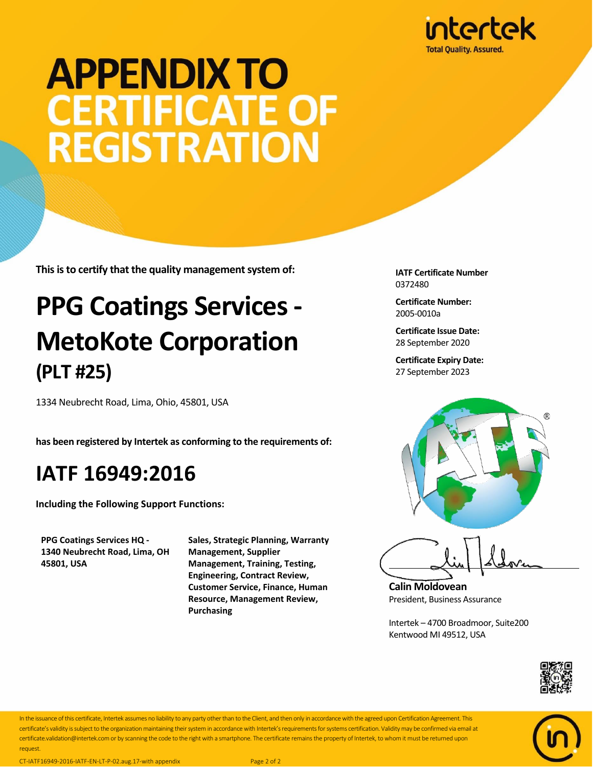intertek
Total Quality. Assured.

# APPENDIX TO CERTIFICATE OF REGISTRATION

**This is to certify that the quality management system of:**

## PPG Coatings Services - MetoKote Corporation

### (PLT #25)

1334 Neubrecht Road, Lima, Ohio, 45801, USA

**has been registered by Intertek as conforming to the requirements of:**

## IATF 16949:2016

**Including the Following Support Functions:**

| | |
|---|---|
| **PPG Coatings Services HQ - 1340 Neubrecht Road, Lima, OH 45801, USA** | **Sales, Strategic Planning, Warranty Management, Supplier Management, Training, Testing, Engineering, Contract Review, Customer Service, Finance, Human Resource, Management Review, Purchasing** |

**IATF Certificate Number**
0372480

**Certificate Number:**
2005-0010a

**Certificate Issue Date:**
28 September 2020

**Certificate Expiry Date:**
27 September 2023

**Calin Moldovean**
President, Business Assurance

Intertek – 4700 Broadmoor, Suite200
Kentwood MI 49512, USA

In the issuance of this certificate, Intertek assumes no liability to any party other than to the Client, and then only in accordance with the agreed upon Certification Agreement. This certificate's validity is subject to the organization maintaining their system in accordance with Intertek's requirements for systems certification. Validity may be confirmed via email at certificate.validation@intertek.com or by scanning the code to the right with a smartphone. The certificate remains the property of Intertek, to whom it must be returned upon request.

CT-IATF16949-2016-IATF-EN-LT-P-02.aug.17-with appendix